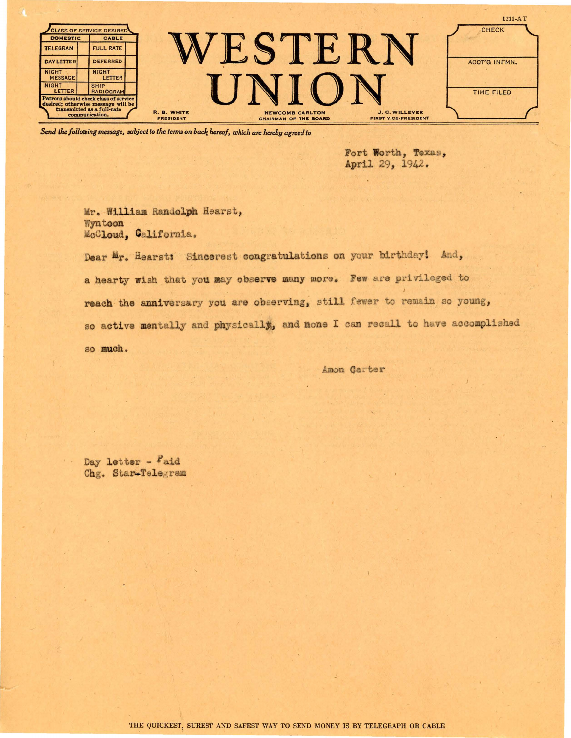| CLASS OF SERVICE DESIRED | |
|---|---|
| DOMESTIC | CABLE |
| TELEGRAM | FULL RATE |
| DAY LETTER | DEFERRED |
| NIGHT MESSAGE | NIGHT LETTER |
| NIGHT LETTER | SHIP RADIOGRAM |

Patrons should check class of service desired; otherwise message will be transmitted as a full-rate communication.

# WESTERN UNION

R. B. WHITE, PRESIDENT — NEWCOMB CARLTON, CHAIRMAN OF THE BOARD — J. C. WILLEVER, FIRST VICE-PRESIDENT

1211-AT

CHECK

ACCT'G INFMN.

TIME FILED

*Send the following message, subject to the terms on back hereof, which are hereby agreed to*

Fort Worth, Texas,
April 29, 1942.

Mr. William Randolph Hearst,
Wyntoon
McCloud, California.

Dear Mr. Hearst: Sincerest congratulations on your birthday! And, a hearty wish that you may observe many more. Few are privileged to reach the anniversary you are observing, still fewer to remain so young, so active mentally and physically, and none I can recall to have accomplished so much.

Amon Carter

Day letter - Paid
Chg. Star-Telegram

THE QUICKEST, SUREST AND SAFEST WAY TO SEND MONEY IS BY TELEGRAPH OR CABLE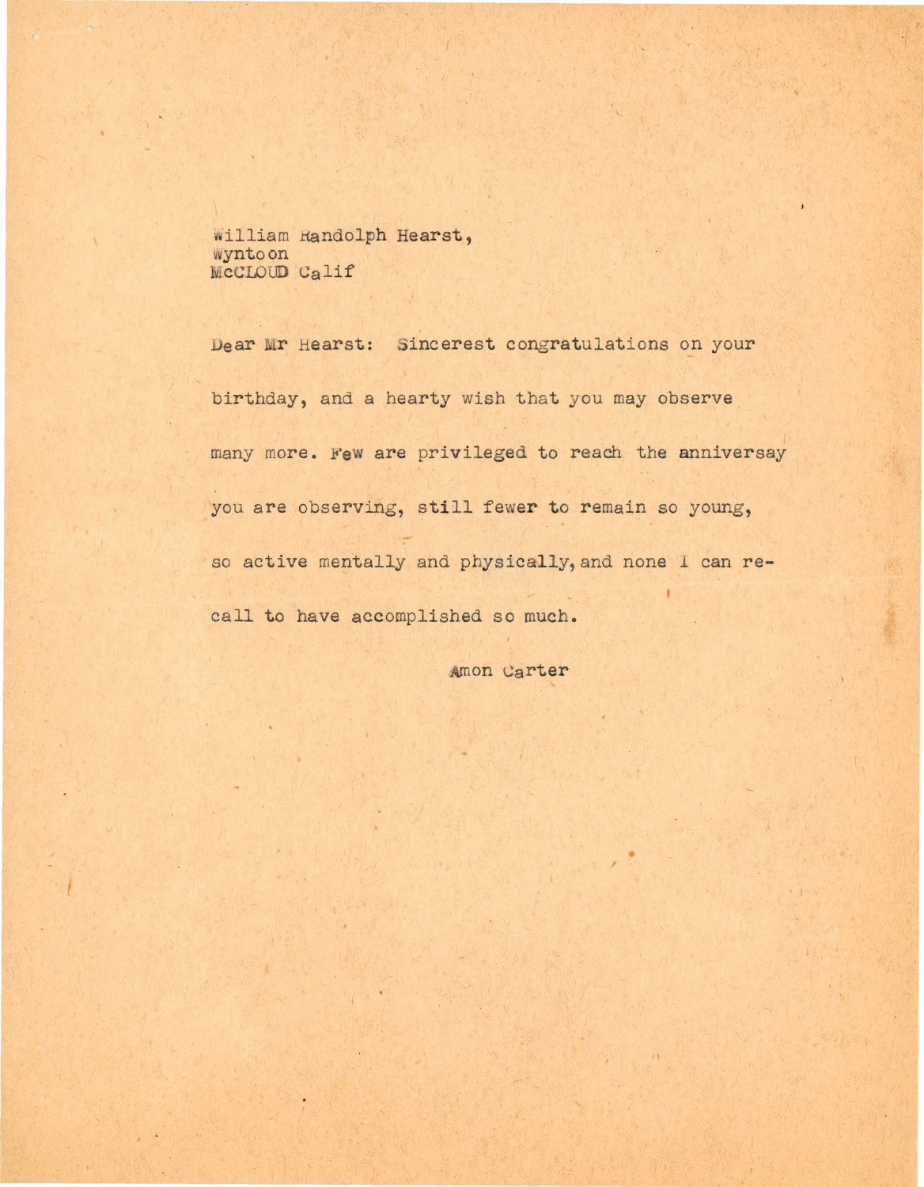William Randolph Hearst,
Wyntoon
McCLOUD Calif

Dear Mr Hearst: Sincerest congratulations on your birthday, and a hearty wish that you may observe many more. Few are privileged to reach the anniversay you are observing, still fewer to remain so young, so active mentally and physically, and none I can recall to have accomplished so much.

Amon Carter